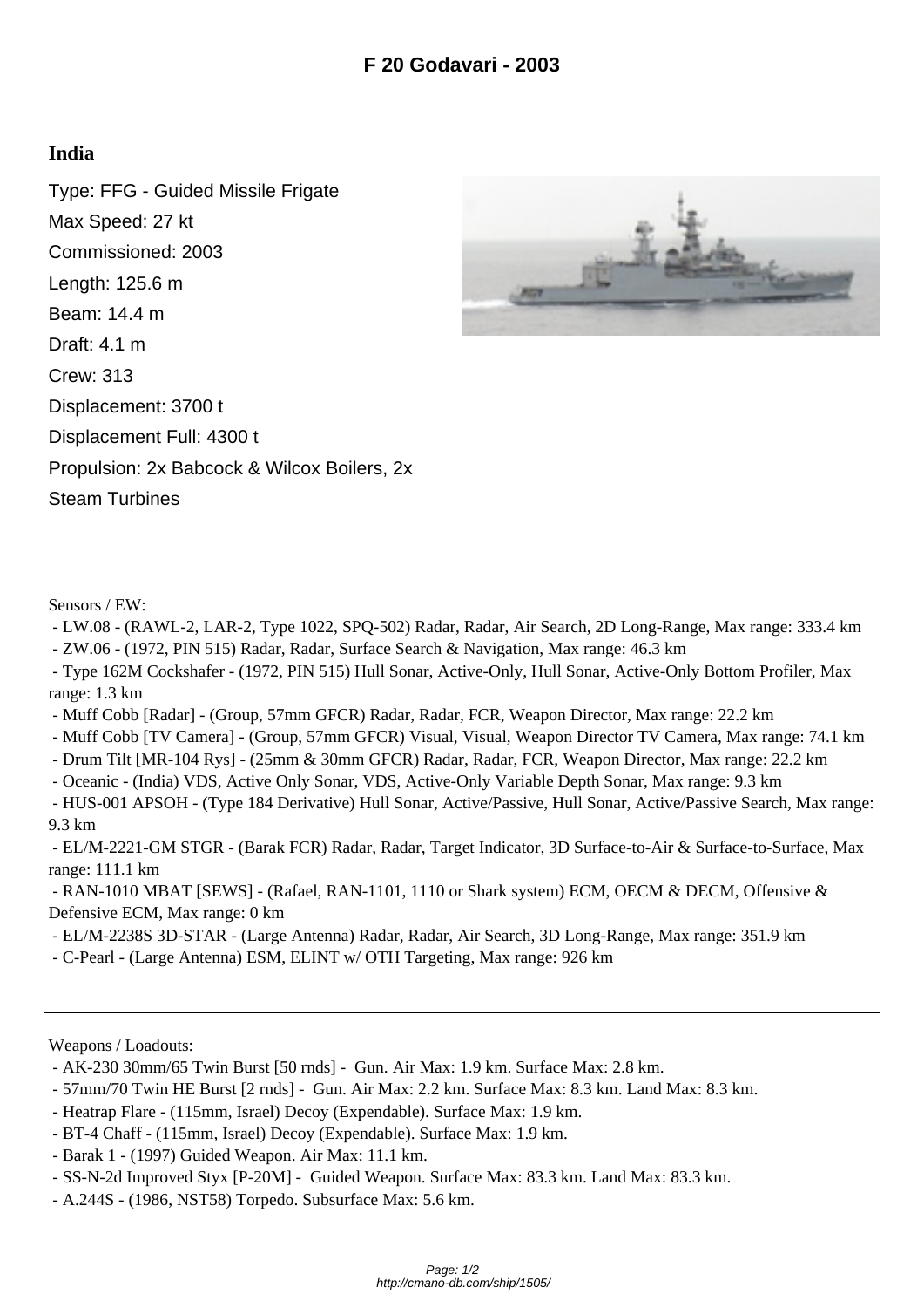# F 20 Godavari - 2003

## India

Type: FFG - Guided Missile Frigate

Max Speed: 27 kt

Commissioned: 2003

Length: 125.6 m

Beam: 14.4 m

Draft: 4.1 m

Crew: 313

Displacement: 3700 t

Displacement Full: 4300 t

Propulsion: 2x Babcock & Wilcox Boilers, 2x Steam Turbines

Sensors / EW:

- LW.08 - (RAWL-2, LAR-2, Type 1022, SPQ-502) Radar, Radar, Air Search, 2D Long-Range, Max range: 333.4 km
- ZW.06 - (1972, PIN 515) Radar, Radar, Surface Search & Navigation, Max range: 46.3 km
- Type 162M Cockshafer - (1972, PIN 515) Hull Sonar, Active-Only, Hull Sonar, Active-Only Bottom Profiler, Max range: 1.3 km
- Muff Cobb [Radar] - (Group, 57mm GFCR) Radar, Radar, FCR, Weapon Director, Max range: 22.2 km
- Muff Cobb [TV Camera] - (Group, 57mm GFCR) Visual, Visual, Weapon Director TV Camera, Max range: 74.1 km
- Drum Tilt [MR-104 Rys] - (25mm & 30mm GFCR) Radar, Radar, FCR, Weapon Director, Max range: 22.2 km
- Oceanic - (India) VDS, Active Only Sonar, VDS, Active-Only Variable Depth Sonar, Max range: 9.3 km
- HUS-001 APSOH - (Type 184 Derivative) Hull Sonar, Active/Passive, Hull Sonar, Active/Passive Search, Max range: 9.3 km
- EL/M-2221-GM STGR - (Barak FCR) Radar, Radar, Target Indicator, 3D Surface-to-Air & Surface-to-Surface, Max range: 111.1 km
- RAN-1010 MBAT [SEWS] - (Rafael, RAN-1101, 1110 or Shark system) ECM, OECM & DECM, Offensive & Defensive ECM, Max range: 0 km
- EL/M-2238S 3D-STAR - (Large Antenna) Radar, Radar, Air Search, 3D Long-Range, Max range: 351.9 km
- C-Pearl - (Large Antenna) ESM, ELINT w/ OTH Targeting, Max range: 926 km

---

Weapons / Loadouts:

- AK-230 30mm/65 Twin Burst [50 rnds] - Gun. Air Max: 1.9 km. Surface Max: 2.8 km.
- 57mm/70 Twin HE Burst [2 rnds] - Gun. Air Max: 2.2 km. Surface Max: 8.3 km. Land Max: 8.3 km.
- Heatrap Flare - (115mm, Israel) Decoy (Expendable). Surface Max: 1.9 km.
- BT-4 Chaff - (115mm, Israel) Decoy (Expendable). Surface Max: 1.9 km.
- Barak 1 - (1997) Guided Weapon. Air Max: 11.1 km.
- SS-N-2d Improved Styx [P-20M] - Guided Weapon. Surface Max: 83.3 km. Land Max: 83.3 km.
- A.244S - (1986, NST58) Torpedo. Subsurface Max: 5.6 km.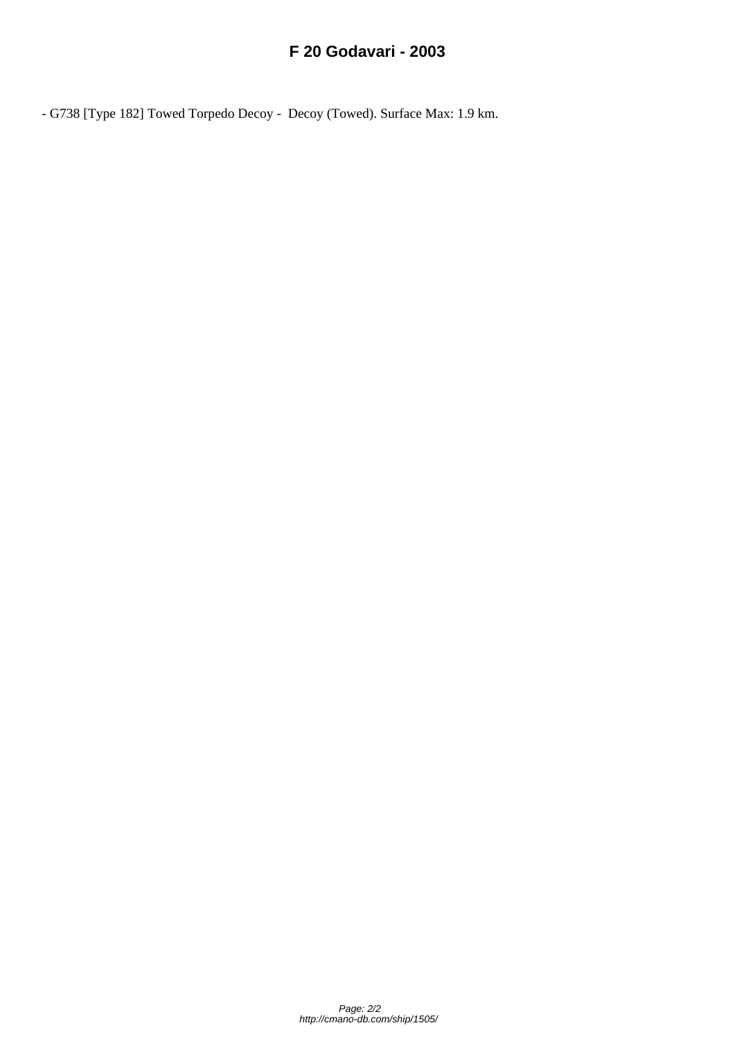- G738 [Type 182] Towed Torpedo Decoy - Decoy (Towed). Surface Max: 1.9 km.